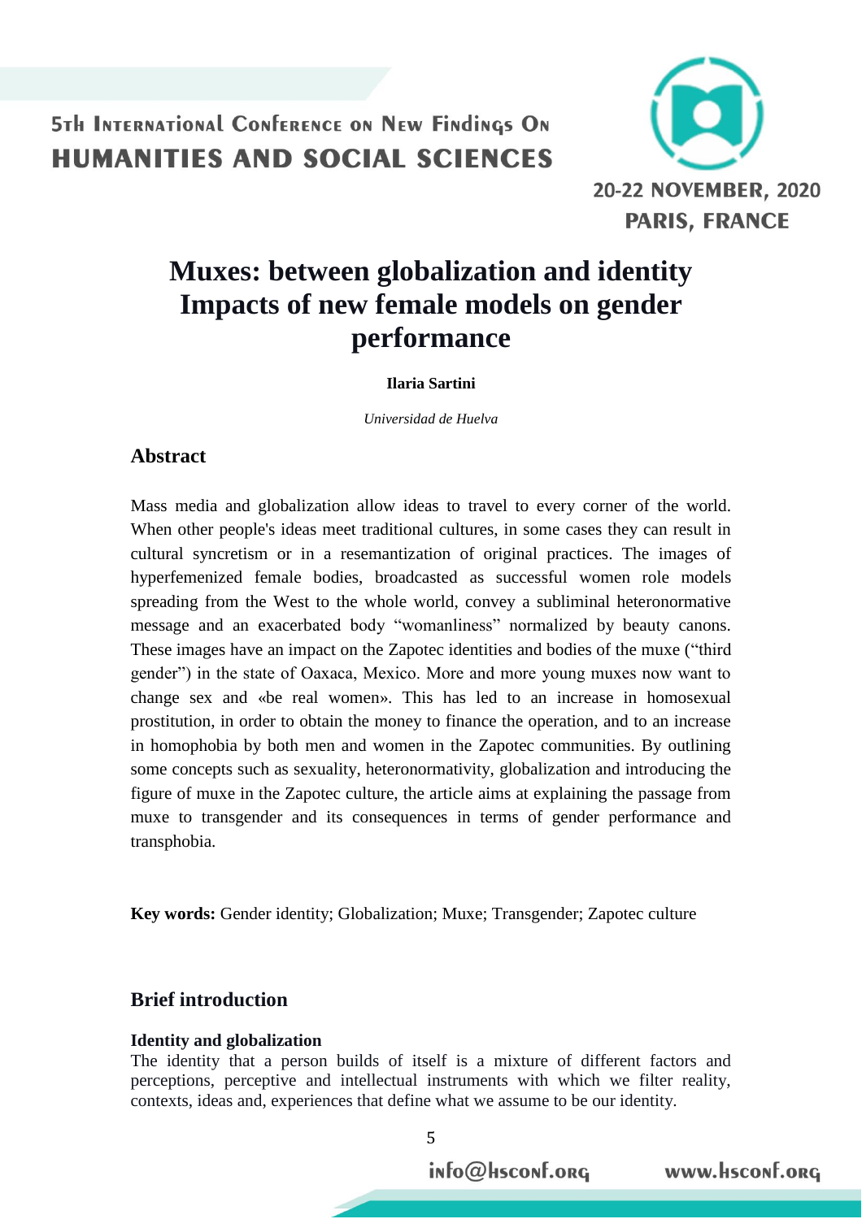# Muxes: between globalization and identity Impacts of new female models on gender performance

**Ilaria Sartini**

*Universidad de Huelva*

## Abstract

Mass media and globalization allow ideas to travel to every corner of the world. When other people's ideas meet traditional cultures, in some cases they can result in cultural syncretism or in a resemantization of original practices. The images of hyperfemenized female bodies, broadcasted as successful women role models spreading from the West to the whole world, convey a subliminal heteronormative message and an exacerbated body "womanliness" normalized by beauty canons. These images have an impact on the Zapotec identities and bodies of the muxe ("third gender") in the state of Oaxaca, Mexico. More and more young muxes now want to change sex and «be real women». This has led to an increase in homosexual prostitution, in order to obtain the money to finance the operation, and to an increase in homophobia by both men and women in the Zapotec communities. By outlining some concepts such as sexuality, heteronormativity, globalization and introducing the figure of muxe in the Zapotec culture, the article aims at explaining the passage from muxe to transgender and its consequences in terms of gender performance and transphobia.

**Key words:** Gender identity; Globalization; Muxe; Transgender; Zapotec culture

## Brief introduction

### Identity and globalization

The identity that a person builds of itself is a mixture of different factors and perceptions, perceptive and intellectual instruments with which we filter reality, contexts, ideas and, experiences that define what we assume to be our identity.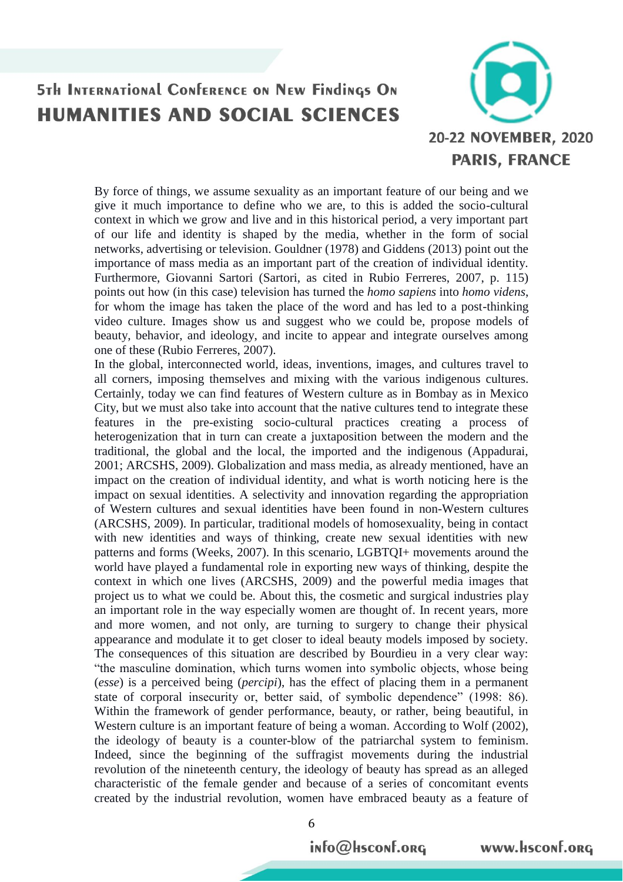By force of things, we assume sexuality as an important feature of our being and we give it much importance to define who we are, to this is added the socio-cultural context in which we grow and live and in this historical period, a very important part of our life and identity is shaped by the media, whether in the form of social networks, advertising or television. Gouldner (1978) and Giddens (2013) point out the importance of mass media as an important part of the creation of individual identity. Furthermore, Giovanni Sartori (Sartori, as cited in Rubio Ferreres, 2007, p. 115) points out how (in this case) television has turned the *homo sapiens* into *homo videns*, for whom the image has taken the place of the word and has led to a post-thinking video culture. Images show us and suggest who we could be, propose models of beauty, behavior, and ideology, and incite to appear and integrate ourselves among one of these (Rubio Ferreres, 2007).

In the global, interconnected world, ideas, inventions, images, and cultures travel to all corners, imposing themselves and mixing with the various indigenous cultures. Certainly, today we can find features of Western culture as in Bombay as in Mexico City, but we must also take into account that the native cultures tend to integrate these features in the pre-existing socio-cultural practices creating a process of heterogenization that in turn can create a juxtaposition between the modern and the traditional, the global and the local, the imported and the indigenous (Appadurai, 2001; ARCSHS, 2009). Globalization and mass media, as already mentioned, have an impact on the creation of individual identity, and what is worth noticing here is the impact on sexual identities. A selectivity and innovation regarding the appropriation of Western cultures and sexual identities have been found in non-Western cultures (ARCSHS, 2009). In particular, traditional models of homosexuality, being in contact with new identities and ways of thinking, create new sexual identities with new patterns and forms (Weeks, 2007). In this scenario, LGBTQI+ movements around the world have played a fundamental role in exporting new ways of thinking, despite the context in which one lives (ARCSHS, 2009) and the powerful media images that project us to what we could be. About this, the cosmetic and surgical industries play an important role in the way especially women are thought of. In recent years, more and more women, and not only, are turning to surgery to change their physical appearance and modulate it to get closer to ideal beauty models imposed by society. The consequences of this situation are described by Bourdieu in a very clear way: "the masculine domination, which turns women into symbolic objects, whose being (*esse*) is a perceived being (*percipi*), has the effect of placing them in a permanent state of corporal insecurity or, better said, of symbolic dependence" (1998: 86). Within the framework of gender performance, beauty, or rather, being beautiful, in Western culture is an important feature of being a woman. According to Wolf (2002), the ideology of beauty is a counter-blow of the patriarchal system to feminism. Indeed, since the beginning of the suffragist movements during the industrial revolution of the nineteenth century, the ideology of beauty has spread as an alleged characteristic of the female gender and because of a series of concomitant events created by the industrial revolution, women have embraced beauty as a feature of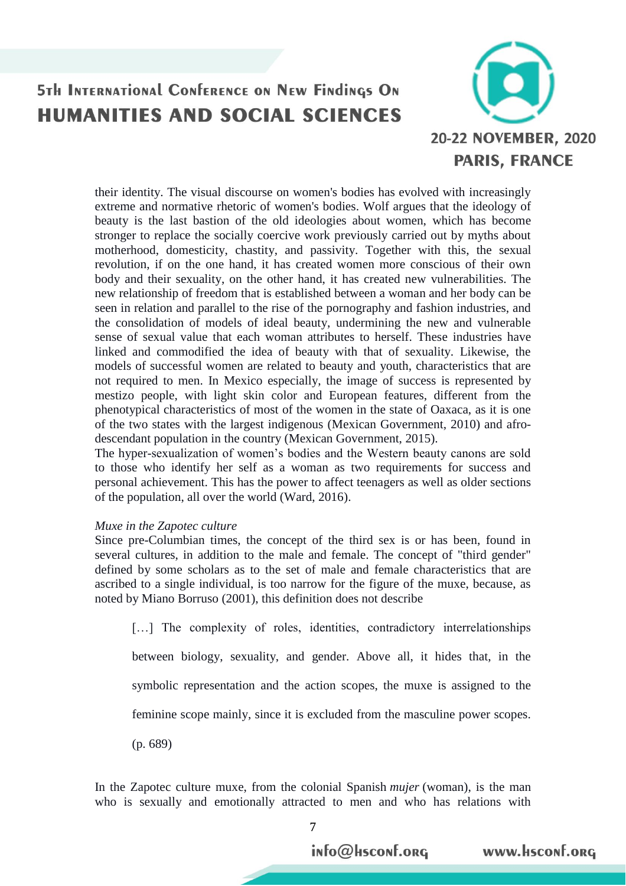their identity. The visual discourse on women's bodies has evolved with increasingly extreme and normative rhetoric of women's bodies. Wolf argues that the ideology of beauty is the last bastion of the old ideologies about women, which has become stronger to replace the socially coercive work previously carried out by myths about motherhood, domesticity, chastity, and passivity. Together with this, the sexual revolution, if on the one hand, it has created women more conscious of their own body and their sexuality, on the other hand, it has created new vulnerabilities. The new relationship of freedom that is established between a woman and her body can be seen in relation and parallel to the rise of the pornography and fashion industries, and the consolidation of models of ideal beauty, undermining the new and vulnerable sense of sexual value that each woman attributes to herself. These industries have linked and commodified the idea of beauty with that of sexuality. Likewise, the models of successful women are related to beauty and youth, characteristics that are not required to men. In Mexico especially, the image of success is represented by mestizo people, with light skin color and European features, different from the phenotypical characteristics of most of the women in the state of Oaxaca, as it is one of the two states with the largest indigenous (Mexican Government, 2010) and afro-descendant population in the country (Mexican Government, 2015).
The hyper-sexualization of women's bodies and the Western beauty canons are sold to those who identify her self as a woman as two requirements for success and personal achievement. This has the power to affect teenagers as well as older sections of the population, all over the world (Ward, 2016).

*Muxe in the Zapotec culture*
Since pre-Columbian times, the concept of the third sex is or has been, found in several cultures, in addition to the male and female. The concept of "third gender" defined by some scholars as to the set of male and female characteristics that are ascribed to a single individual, is too narrow for the figure of the muxe, because, as noted by Miano Borruso (2001), this definition does not describe

> […] The complexity of roles, identities, contradictory interrelationships between biology, sexuality, and gender. Above all, it hides that, in the symbolic representation and the action scopes, the muxe is assigned to the feminine scope mainly, since it is excluded from the masculine power scopes. (p. 689)

In the Zapotec culture muxe, from the colonial Spanish *mujer* (woman), is the man who is sexually and emotionally attracted to men and who has relations with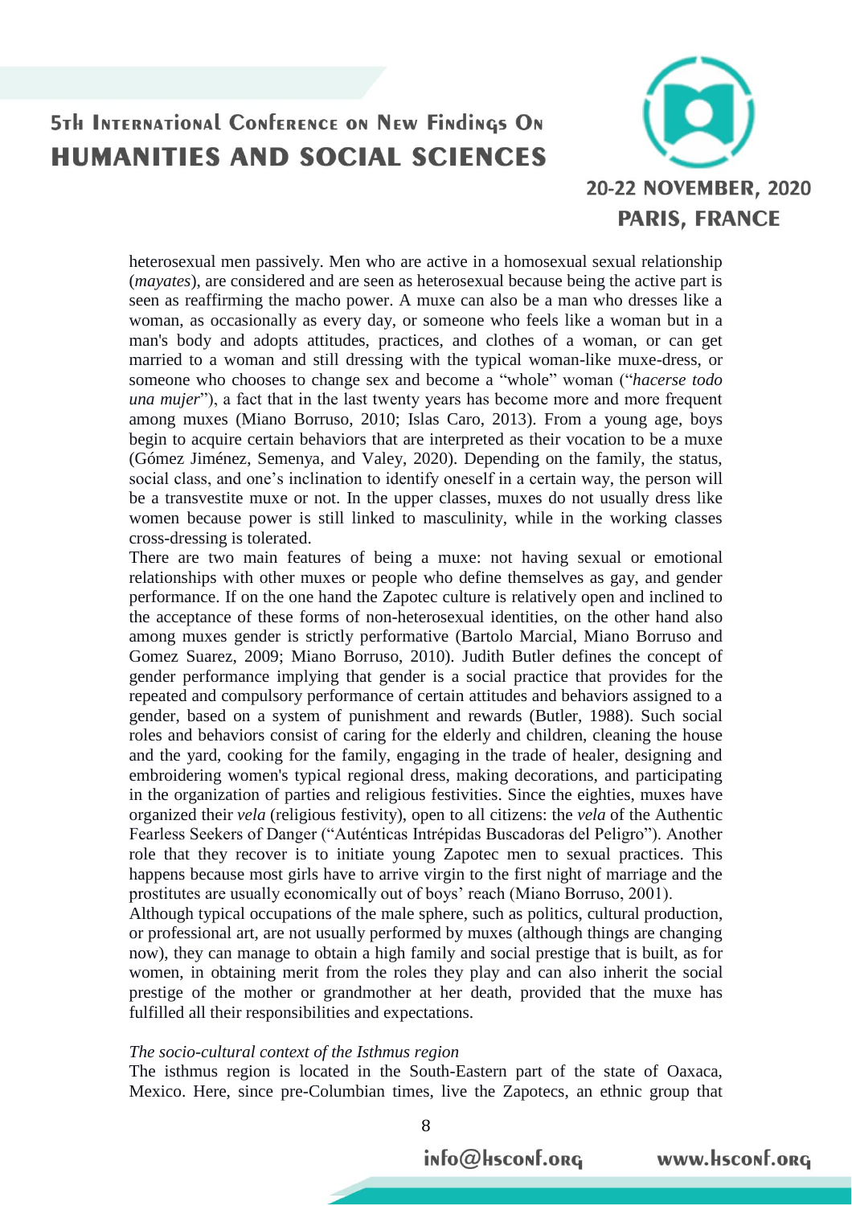heterosexual men passively. Men who are active in a homosexual sexual relationship (*mayates*), are considered and are seen as heterosexual because being the active part is seen as reaffirming the macho power. A muxe can also be a man who dresses like a woman, as occasionally as every day, or someone who feels like a woman but in a man's body and adopts attitudes, practices, and clothes of a woman, or can get married to a woman and still dressing with the typical woman-like muxe-dress, or someone who chooses to change sex and become a "whole" woman ("*hacerse todo una mujer*"), a fact that in the last twenty years has become more and more frequent among muxes (Miano Borruso, 2010; Islas Caro, 2013). From a young age, boys begin to acquire certain behaviors that are interpreted as their vocation to be a muxe (Gómez Jiménez, Semenya, and Valey, 2020). Depending on the family, the status, social class, and one's inclination to identify oneself in a certain way, the person will be a transvestite muxe or not. In the upper classes, muxes do not usually dress like women because power is still linked to masculinity, while in the working classes cross-dressing is tolerated.

There are two main features of being a muxe: not having sexual or emotional relationships with other muxes or people who define themselves as gay, and gender performance. If on the one hand the Zapotec culture is relatively open and inclined to the acceptance of these forms of non-heterosexual identities, on the other hand also among muxes gender is strictly performative (Bartolo Marcial, Miano Borruso and Gomez Suarez, 2009; Miano Borruso, 2010). Judith Butler defines the concept of gender performance implying that gender is a social practice that provides for the repeated and compulsory performance of certain attitudes and behaviors assigned to a gender, based on a system of punishment and rewards (Butler, 1988). Such social roles and behaviors consist of caring for the elderly and children, cleaning the house and the yard, cooking for the family, engaging in the trade of healer, designing and embroidering women's typical regional dress, making decorations, and participating in the organization of parties and religious festivities. Since the eighties, muxes have organized their *vela* (religious festivity), open to all citizens: the *vela* of the Authentic Fearless Seekers of Danger ("Auténticas Intrépidas Buscadoras del Peligro"). Another role that they recover is to initiate young Zapotec men to sexual practices. This happens because most girls have to arrive virgin to the first night of marriage and the prostitutes are usually economically out of boys' reach (Miano Borruso, 2001).

Although typical occupations of the male sphere, such as politics, cultural production, or professional art, are not usually performed by muxes (although things are changing now), they can manage to obtain a high family and social prestige that is built, as for women, in obtaining merit from the roles they play and can also inherit the social prestige of the mother or grandmother at her death, provided that the muxe has fulfilled all their responsibilities and expectations.

*The socio-cultural context of the Isthmus region*

The isthmus region is located in the South-Eastern part of the state of Oaxaca, Mexico. Here, since pre-Columbian times, live the Zapotecs, an ethnic group that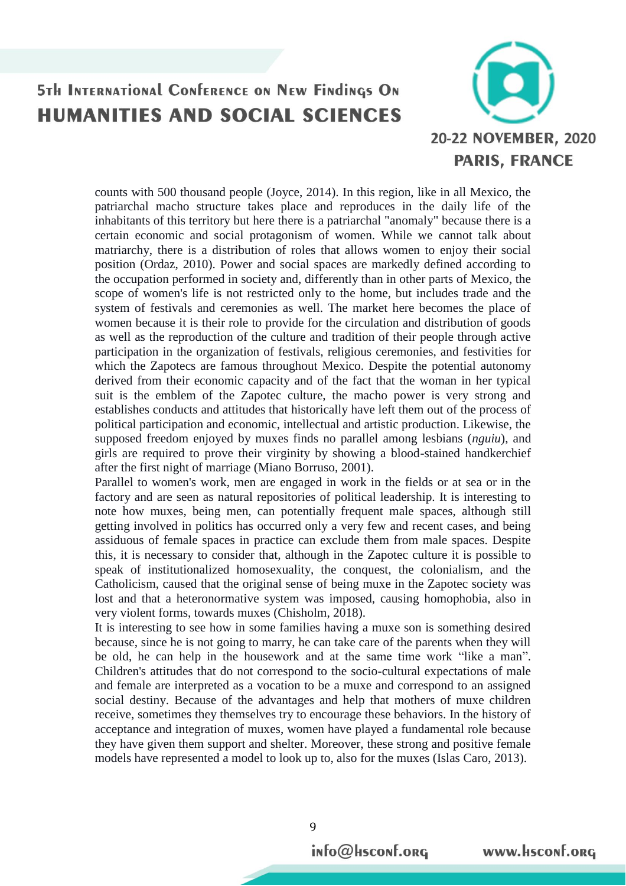counts with 500 thousand people (Joyce, 2014). In this region, like in all Mexico, the patriarchal macho structure takes place and reproduces in the daily life of the inhabitants of this territory but here there is a patriarchal "anomaly" because there is a certain economic and social protagonism of women. While we cannot talk about matriarchy, there is a distribution of roles that allows women to enjoy their social position (Ordaz, 2010). Power and social spaces are markedly defined according to the occupation performed in society and, differently than in other parts of Mexico, the scope of women's life is not restricted only to the home, but includes trade and the system of festivals and ceremonies as well. The market here becomes the place of women because it is their role to provide for the circulation and distribution of goods as well as the reproduction of the culture and tradition of their people through active participation in the organization of festivals, religious ceremonies, and festivities for which the Zapotecs are famous throughout Mexico. Despite the potential autonomy derived from their economic capacity and of the fact that the woman in her typical suit is the emblem of the Zapotec culture, the macho power is very strong and establishes conducts and attitudes that historically have left them out of the process of political participation and economic, intellectual and artistic production. Likewise, the supposed freedom enjoyed by muxes finds no parallel among lesbians (*nguiu*), and girls are required to prove their virginity by showing a blood-stained handkerchief after the first night of marriage (Miano Borruso, 2001).

Parallel to women's work, men are engaged in work in the fields or at sea or in the factory and are seen as natural repositories of political leadership. It is interesting to note how muxes, being men, can potentially frequent male spaces, although still getting involved in politics has occurred only a very few and recent cases, and being assiduous of female spaces in practice can exclude them from male spaces. Despite this, it is necessary to consider that, although in the Zapotec culture it is possible to speak of institutionalized homosexuality, the conquest, the colonialism, and the Catholicism, caused that the original sense of being muxe in the Zapotec society was lost and that a heteronormative system was imposed, causing homophobia, also in very violent forms, towards muxes (Chisholm, 2018).

It is interesting to see how in some families having a muxe son is something desired because, since he is not going to marry, he can take care of the parents when they will be old, he can help in the housework and at the same time work "like a man". Children's attitudes that do not correspond to the socio-cultural expectations of male and female are interpreted as a vocation to be a muxe and correspond to an assigned social destiny. Because of the advantages and help that mothers of muxe children receive, sometimes they themselves try to encourage these behaviors. In the history of acceptance and integration of muxes, women have played a fundamental role because they have given them support and shelter. Moreover, these strong and positive female models have represented a model to look up to, also for the muxes (Islas Caro, 2013).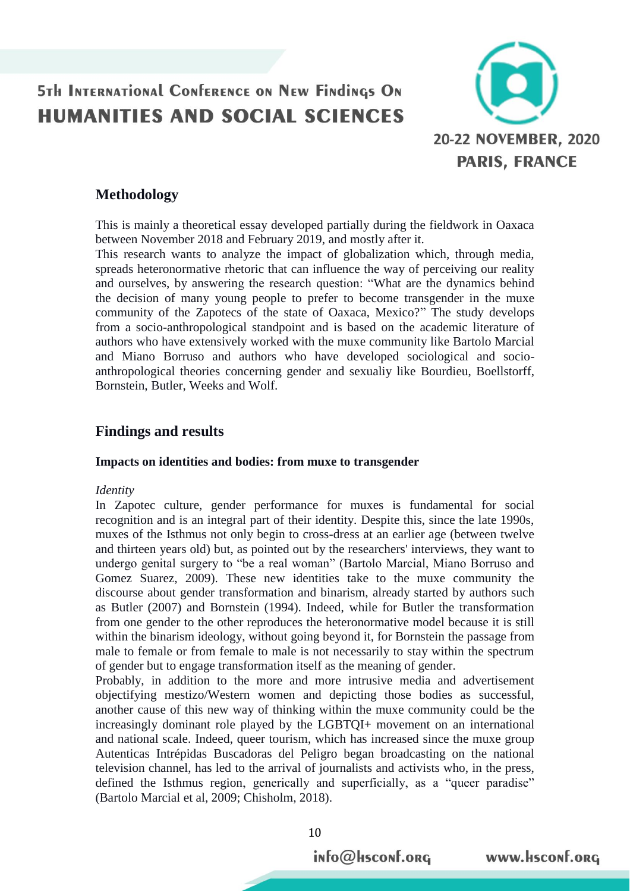## Methodology

This is mainly a theoretical essay developed partially during the fieldwork in Oaxaca between November 2018 and February 2019, and mostly after it.
This research wants to analyze the impact of globalization which, through media, spreads heteronormative rhetoric that can influence the way of perceiving our reality and ourselves, by answering the research question: "What are the dynamics behind the decision of many young people to prefer to become transgender in the muxe community of the Zapotecs of the state of Oaxaca, Mexico?" The study develops from a socio-anthropological standpoint and is based on the academic literature of authors who have extensively worked with the muxe community like Bartolo Marcial and Miano Borruso and authors who have developed sociological and socio-anthropological theories concerning gender and sexualiy like Bourdieu, Boellstorff, Bornstein, Butler, Weeks and Wolf.

## Findings and results

### Impacts on identities and bodies: from muxe to transgender

*Identity*

In Zapotec culture, gender performance for muxes is fundamental for social recognition and is an integral part of their identity. Despite this, since the late 1990s, muxes of the Isthmus not only begin to cross-dress at an earlier age (between twelve and thirteen years old) but, as pointed out by the researchers' interviews, they want to undergo genital surgery to "be a real woman" (Bartolo Marcial, Miano Borruso and Gomez Suarez, 2009). These new identities take to the muxe community the discourse about gender transformation and binarism, already started by authors such as Butler (2007) and Bornstein (1994). Indeed, while for Butler the transformation from one gender to the other reproduces the heteronormative model because it is still within the binarism ideology, without going beyond it, for Bornstein the passage from male to female or from female to male is not necessarily to stay within the spectrum of gender but to engage transformation itself as the meaning of gender.
Probably, in addition to the more and more intrusive media and advertisement objectifying mestizo/Western women and depicting those bodies as successful, another cause of this new way of thinking within the muxe community could be the increasingly dominant role played by the LGBTQI+ movement on an international and national scale. Indeed, queer tourism, which has increased since the muxe group Autenticas Intrépidas Buscadoras del Peligro began broadcasting on the national television channel, has led to the arrival of journalists and activists who, in the press, defined the Isthmus region, generically and superficially, as a "queer paradise" (Bartolo Marcial et al, 2009; Chisholm, 2018).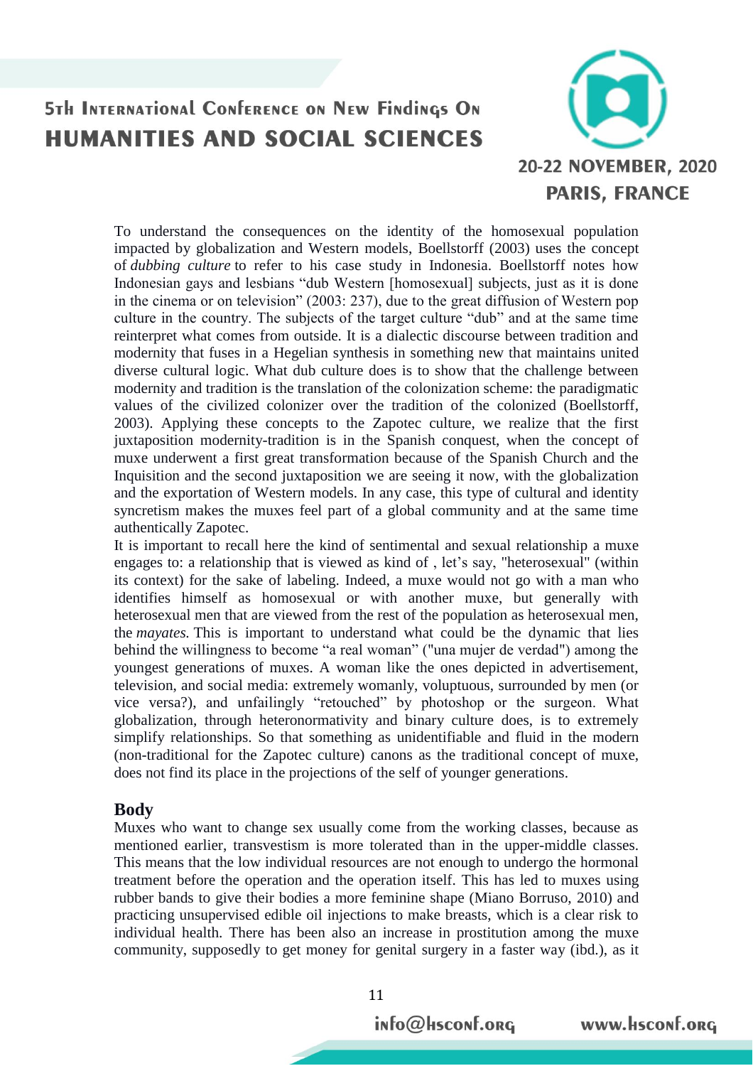To understand the consequences on the identity of the homosexual population impacted by globalization and Western models, Boellstorff (2003) uses the concept of *dubbing culture* to refer to his case study in Indonesia. Boellstorff notes how Indonesian gays and lesbians "dub Western [homosexual] subjects, just as it is done in the cinema or on television" (2003: 237), due to the great diffusion of Western pop culture in the country. The subjects of the target culture "dub" and at the same time reinterpret what comes from outside. It is a dialectic discourse between tradition and modernity that fuses in a Hegelian synthesis in something new that maintains united diverse cultural logic. What dub culture does is to show that the challenge between modernity and tradition is the translation of the colonization scheme: the paradigmatic values of the civilized colonizer over the tradition of the colonized (Boellstorff, 2003). Applying these concepts to the Zapotec culture, we realize that the first juxtaposition modernity-tradition is in the Spanish conquest, when the concept of muxe underwent a first great transformation because of the Spanish Church and the Inquisition and the second juxtaposition we are seeing it now, with the globalization and the exportation of Western models. In any case, this type of cultural and identity syncretism makes the muxes feel part of a global community and at the same time authentically Zapotec.

It is important to recall here the kind of sentimental and sexual relationship a muxe engages to: a relationship that is viewed as kind of , let's say, "heterosexual" (within its context) for the sake of labeling. Indeed, a muxe would not go with a man who identifies himself as homosexual or with another muxe, but generally with heterosexual men that are viewed from the rest of the population as heterosexual men, the *mayates*. This is important to understand what could be the dynamic that lies behind the willingness to become "a real woman" ("una mujer de verdad") among the youngest generations of muxes. A woman like the ones depicted in advertisement, television, and social media: extremely womanly, voluptuous, surrounded by men (or vice versa?), and unfailingly "retouched" by photoshop or the surgeon. What globalization, through heteronormativity and binary culture does, is to extremely simplify relationships. So that something as unidentifiable and fluid in the modern (non-traditional for the Zapotec culture) canons as the traditional concept of muxe, does not find its place in the projections of the self of younger generations.

## Body

Muxes who want to change sex usually come from the working classes, because as mentioned earlier, transvestism is more tolerated than in the upper-middle classes. This means that the low individual resources are not enough to undergo the hormonal treatment before the operation and the operation itself. This has led to muxes using rubber bands to give their bodies a more feminine shape (Miano Borruso, 2010) and practicing unsupervised edible oil injections to make breasts, which is a clear risk to individual health. There has been also an increase in prostitution among the muxe community, supposedly to get money for genital surgery in a faster way (ibd.), as it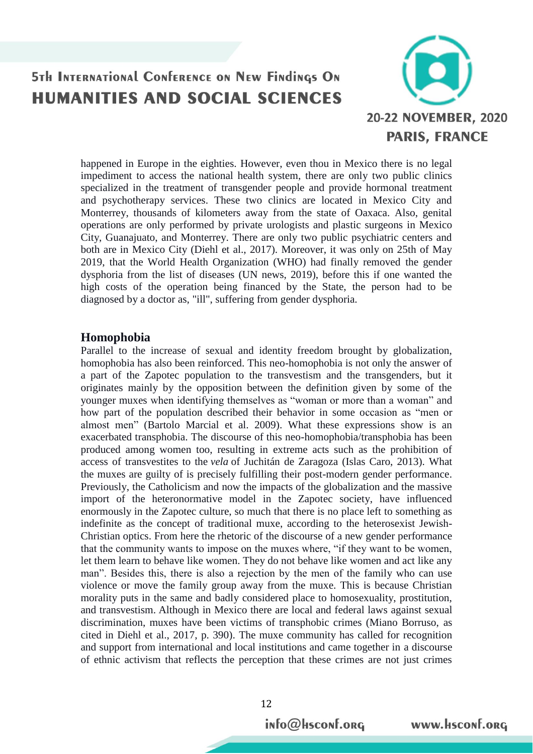happened in Europe in the eighties. However, even thou in Mexico there is no legal impediment to access the national health system, there are only two public clinics specialized in the treatment of transgender people and provide hormonal treatment and psychotherapy services. These two clinics are located in Mexico City and Monterrey, thousands of kilometers away from the state of Oaxaca. Also, genital operations are only performed by private urologists and plastic surgeons in Mexico City, Guanajuato, and Monterrey. There are only two public psychiatric centers and both are in Mexico City (Diehl et al., 2017). Moreover, it was only on 25th of May 2019, that the World Health Organization (WHO) had finally removed the gender dysphoria from the list of diseases (UN news, 2019), before this if one wanted the high costs of the operation being financed by the State, the person had to be diagnosed by a doctor as, "ill", suffering from gender dysphoria.

## Homophobia

Parallel to the increase of sexual and identity freedom brought by globalization, homophobia has also been reinforced. This neo-homophobia is not only the answer of a part of the Zapotec population to the transvestism and the transgenders, but it originates mainly by the opposition between the definition given by some of the younger muxes when identifying themselves as "woman or more than a woman" and how part of the population described their behavior in some occasion as "men or almost men" (Bartolo Marcial et al. 2009). What these expressions show is an exacerbated transphobia. The discourse of this neo-homophobia/transphobia has been produced among women too, resulting in extreme acts such as the prohibition of access of transvestites to the *vela* of Juchitán de Zaragoza (Islas Caro, 2013). What the muxes are guilty of is precisely fulfilling their post-modern gender performance. Previously, the Catholicism and now the impacts of the globalization and the massive import of the heteronormative model in the Zapotec society, have influenced enormously in the Zapotec culture, so much that there is no place left to something as indefinite as the concept of traditional muxe, according to the heterosexist Jewish-Christian optics. From here the rhetoric of the discourse of a new gender performance that the community wants to impose on the muxes where, "if they want to be women, let them learn to behave like women. They do not behave like women and act like any man". Besides this, there is also a rejection by the men of the family who can use violence or move the family group away from the muxe. This is because Christian morality puts in the same and badly considered place to homosexuality, prostitution, and transvestism. Although in Mexico there are local and federal laws against sexual discrimination, muxes have been victims of transphobic crimes (Miano Borruso, as cited in Diehl et al., 2017, p. 390). The muxe community has called for recognition and support from international and local institutions and came together in a discourse of ethnic activism that reflects the perception that these crimes are not just crimes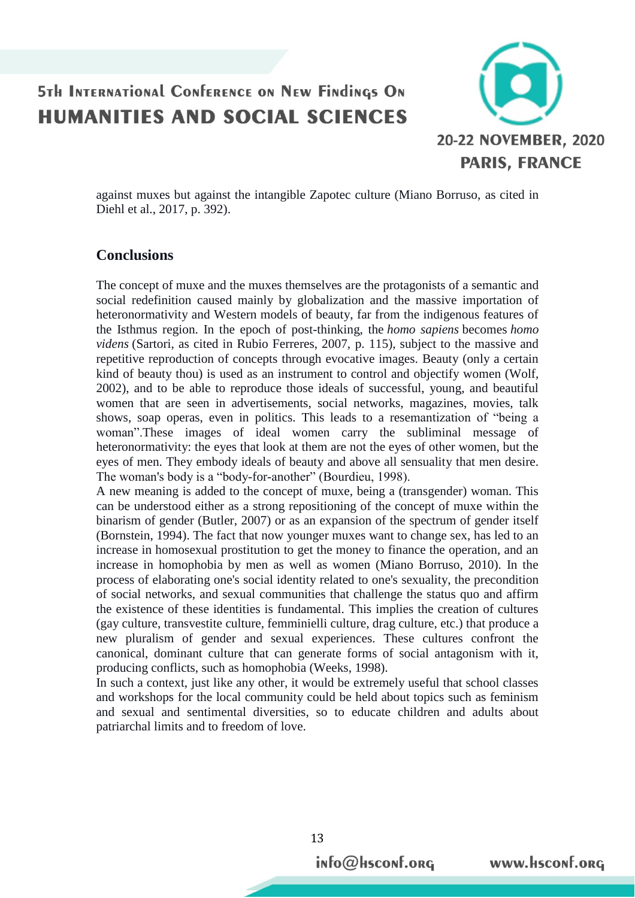against muxes but against the intangible Zapotec culture (Miano Borruso, as cited in Diehl et al., 2017, p. 392).

## Conclusions

The concept of muxe and the muxes themselves are the protagonists of a semantic and social redefinition caused mainly by globalization and the massive importation of heteronormativity and Western models of beauty, far from the indigenous features of the Isthmus region. In the epoch of post-thinking, the *homo sapiens* becomes *homo videns* (Sartori, as cited in Rubio Ferreres, 2007, p. 115), subject to the massive and repetitive reproduction of concepts through evocative images. Beauty (only a certain kind of beauty thou) is used as an instrument to control and objectify women (Wolf, 2002), and to be able to reproduce those ideals of successful, young, and beautiful women that are seen in advertisements, social networks, magazines, movies, talk shows, soap operas, even in politics. This leads to a resemantization of "being a woman".These images of ideal women carry the subliminal message of heteronormativity: the eyes that look at them are not the eyes of other women, but the eyes of men. They embody ideals of beauty and above all sensuality that men desire. The woman's body is a "body-for-another" (Bourdieu, 1998).

A new meaning is added to the concept of muxe, being a (transgender) woman. This can be understood either as a strong repositioning of the concept of muxe within the binarism of gender (Butler, 2007) or as an expansion of the spectrum of gender itself (Bornstein, 1994). The fact that now younger muxes want to change sex, has led to an increase in homosexual prostitution to get the money to finance the operation, and an increase in homophobia by men as well as women (Miano Borruso, 2010). In the process of elaborating one's social identity related to one's sexuality, the precondition of social networks, and sexual communities that challenge the status quo and affirm the existence of these identities is fundamental. This implies the creation of cultures (gay culture, transvestite culture, femminielli culture, drag culture, etc.) that produce a new pluralism of gender and sexual experiences. These cultures confront the canonical, dominant culture that can generate forms of social antagonism with it, producing conflicts, such as homophobia (Weeks, 1998).

In such a context, just like any other, it would be extremely useful that school classes and workshops for the local community could be held about topics such as feminism and sexual and sentimental diversities, so to educate children and adults about patriarchal limits and to freedom of love.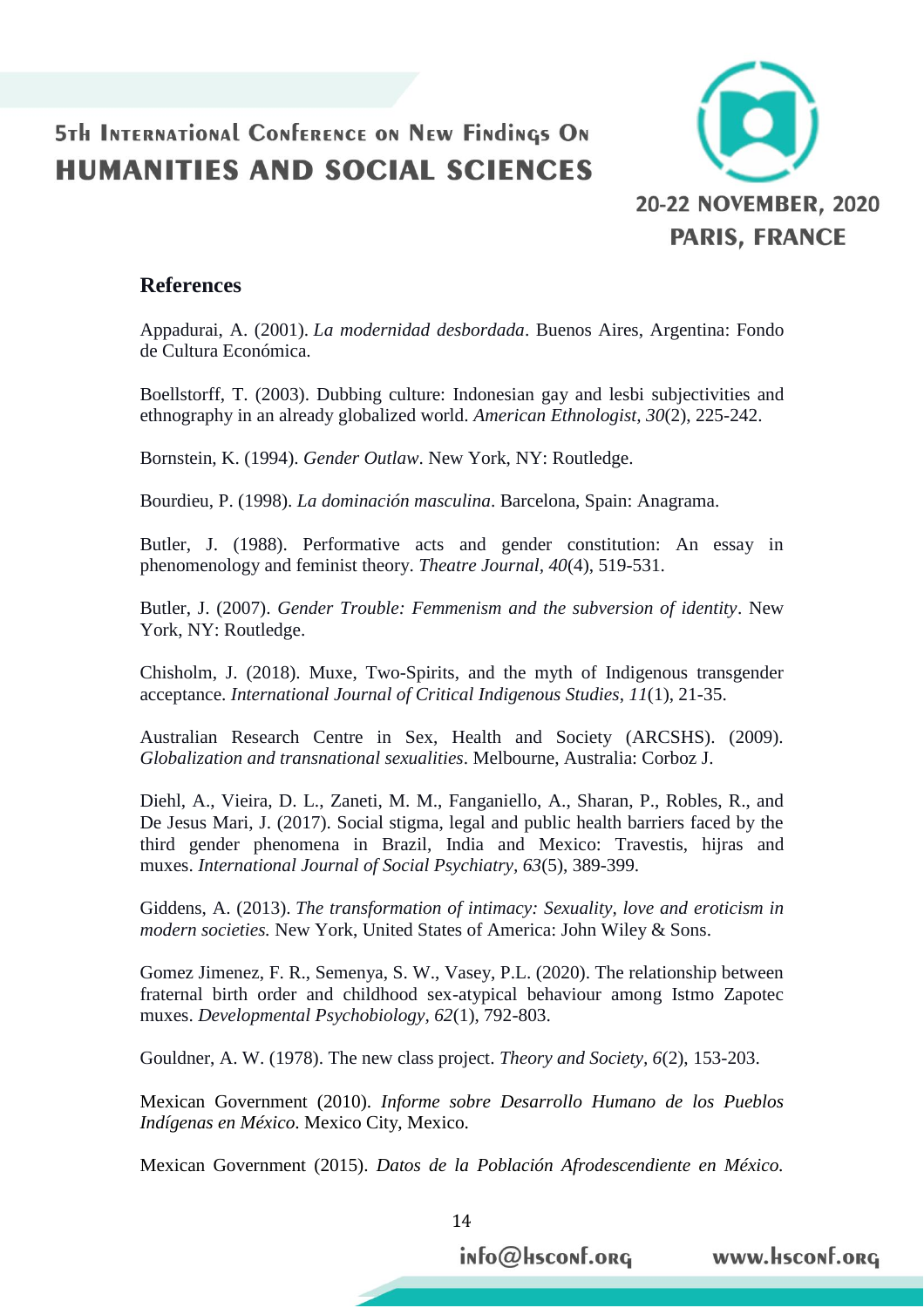## References

Appadurai, A. (2001). *La modernidad desbordada*. Buenos Aires, Argentina: Fondo de Cultura Económica.

Boellstorff, T. (2003). Dubbing culture: Indonesian gay and lesbi subjectivities and ethnography in an already globalized world. *American Ethnologist, 30*(2), 225-242.

Bornstein, K. (1994). *Gender Outlaw*. New York, NY: Routledge.

Bourdieu, P. (1998). *La dominación masculina*. Barcelona, Spain: Anagrama.

Butler, J. (1988). Performative acts and gender constitution: An essay in phenomenology and feminist theory. *Theatre Journal, 40*(4), 519-531.

Butler, J. (2007). *Gender Trouble: Femmenism and the subversion of identity*. New York, NY: Routledge.

Chisholm, J. (2018). Muxe, Two-Spirits, and the myth of Indigenous transgender acceptance. *International Journal of Critical Indigenous Studies, 11*(1), 21-35.

Australian Research Centre in Sex, Health and Society (ARCSHS). (2009). *Globalization and transnational sexualities*. Melbourne, Australia: Corboz J.

Diehl, A., Vieira, D. L., Zaneti, M. M., Fanganiello, A., Sharan, P., Robles, R., and De Jesus Mari, J. (2017). Social stigma, legal and public health barriers faced by the third gender phenomena in Brazil, India and Mexico: Travestis, hijras and muxes. *International Journal of Social Psychiatry, 63*(5), 389-399.

Giddens, A. (2013). *The transformation of intimacy: Sexuality, love and eroticism in modern societies.* New York, United States of America: John Wiley & Sons.

Gomez Jimenez, F. R., Semenya, S. W., Vasey, P.L. (2020). The relationship between fraternal birth order and childhood sex-atypical behaviour among Istmo Zapotec muxes. *Developmental Psychobiology, 62*(1), 792-803.

Gouldner, A. W. (1978). The new class project. *Theory and Society, 6*(2), 153-203.

Mexican Government (2010). *Informe sobre Desarrollo Humano de los Pueblos Indígenas en México.* Mexico City, Mexico.

Mexican Government (2015). *Datos de la Población Afrodescendiente en México.*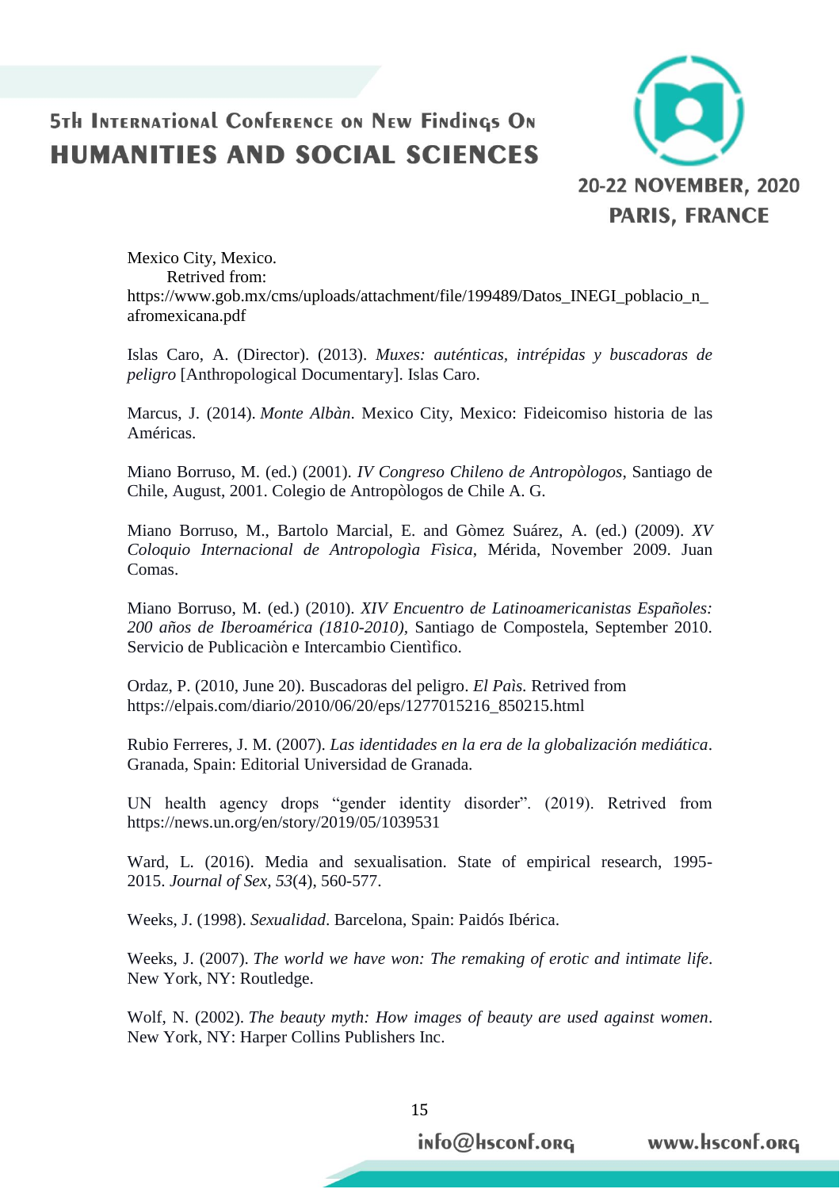Mexico City, Mexico.
Retrived from:
https://www.gob.mx/cms/uploads/attachment/file/199489/Datos_INEGI_poblacio_n_afromexicana.pdf

Islas Caro, A. (Director). (2013). *Muxes: auténticas, intrépidas y buscadoras de peligro* [Anthropological Documentary]. Islas Caro.

Marcus, J. (2014). *Monte Albàn*. Mexico City, Mexico: Fideicomiso historia de las Américas.

Miano Borruso, M. (ed.) (2001). *IV Congreso Chileno de Antropòlogos*, Santiago de Chile, August, 2001. Colegio de Antropòlogos de Chile A. G.

Miano Borruso, M., Bartolo Marcial, E. and Gòmez Suárez, A. (ed.) (2009). *XV Coloquio Internacional de Antropologìa Fìsica*, Mérida, November 2009. Juan Comas.

Miano Borruso, M. (ed.) (2010). *XIV Encuentro de Latinoamericanistas Españoles: 200 años de Iberoamérica (1810-2010),* Santiago de Compostela, September 2010. Servicio de Publicaciòn e Intercambio Cientìfico.

Ordaz, P. (2010, June 20). Buscadoras del peligro. *El Paìs.* Retrived from https://elpais.com/diario/2010/06/20/eps/1277015216_850215.html

Rubio Ferreres, J. M. (2007). *Las identidades en la era de la globalización mediática*. Granada, Spain: Editorial Universidad de Granada.

UN health agency drops "gender identity disorder". (2019). Retrived from https://news.un.org/en/story/2019/05/1039531

Ward, L. (2016). Media and sexualisation. State of empirical research, 1995-2015. *Journal of Sex, 53*(4), 560-577.

Weeks, J. (1998). *Sexualidad*. Barcelona, Spain: Paidós Ibérica.

Weeks, J. (2007). *The world we have won: The remaking of erotic and intimate life*. New York, NY: Routledge.

Wolf, N. (2002). *The beauty myth: How images of beauty are used against women*. New York, NY: Harper Collins Publishers Inc.